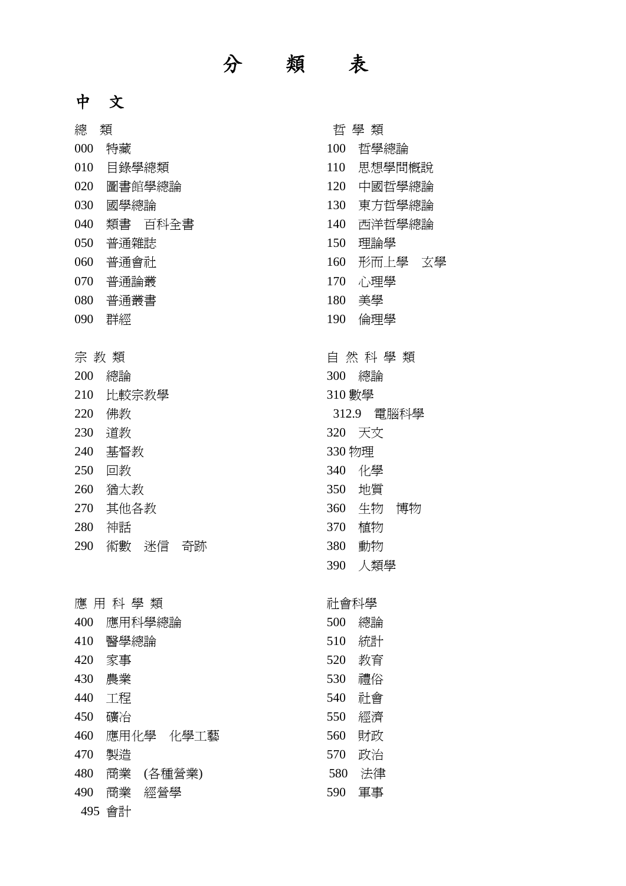# 分　類　表

## 中　文

總　類

000　特藏
010　目錄學總類
020　圖書館學總論
030　國學總論
040　類書　百科全書
050　普通雜誌
060　普通會社
070　普通論叢
080　普通叢書
090　群經

哲 學 類

100　哲學總論
110　思想學問概說
120　中國哲學總論
130　東方哲學總論
140　西洋哲學總論
150　理論學
160　形而上學　玄學
170　心理學
180　美學
190　倫理學

宗 教 類

200　總論
210　比較宗教學
220　佛教
230　道教
240　基督教
250　回教
260　猶太教
270　其他各教
280　神話
290　術數　迷信　奇跡

自 然 科 學 類

300　總論
310 數學
312.9　電腦科學
320　天文
330 物理
340　化學
350　地質
360　生物　博物
370　植物
380　動物
390　人類學

應 用 科 學 類

400　應用科學總論
410　醫學總論
420　家事
430　農業
440　工程
450　礦冶
460　應用化學　化學工藝
470　製造
480　商業　(各種營業)
490　商業　經營學
495 會計

社會科學

500　總論
510　統計
520　教育
530　禮俗
540　社會
550　經濟
560　財政
570　政治
580　法律
590　軍事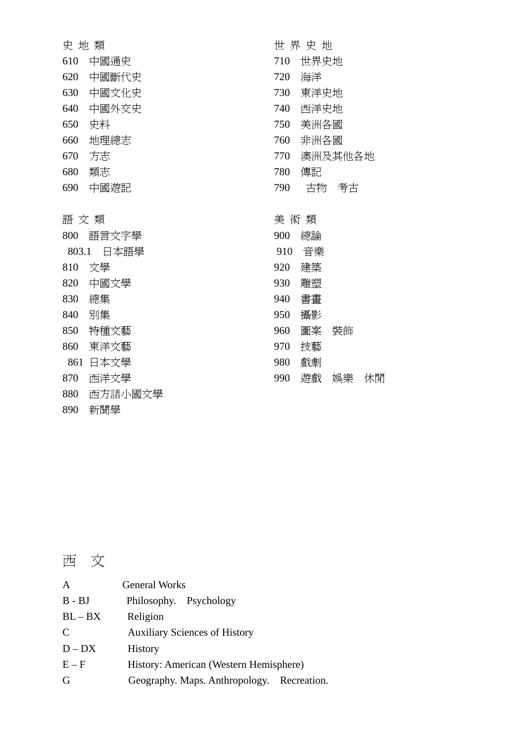史 地 類

610　中國通史
620　中國斷代史
630　中國文化史
640　中國外交史
650　史料
660　地理總志
670　方志
680　類志
690　中國遊記

世 界 史 地

710　世界史地
720　海洋
730　東洋史地
740　西洋史地
750　美洲各國
760　非洲各國
770　澳洲及其他各地
780　傳記
790　古物　考古

語 文 類

800　語言文字學
803.1　日本語學
810　文學
820　中國文學
830　總集
840　別集
850　特種文藝
860　東洋文藝
861　日本文學
870　西洋文學
880　西方諸小國文學
890　新聞學

美 術 類

900　總論
910　音樂
920　建築
930　雕塑
940　書畫
950　攝影
960　圖案　裝飾
970　技藝
980　戲劇
990　遊戲　娛樂　休閒

## 西　文

| | |
|---|---|
| A | General Works |
| B - BJ | Philosophy.　Psychology |
| BL – BX | Religion |
| C | Auxiliary Sciences of History |
| D – DX | History |
| E – F | History: American (Western Hemisphere) |
| G | Geography. Maps. Anthropology.　Recreation. |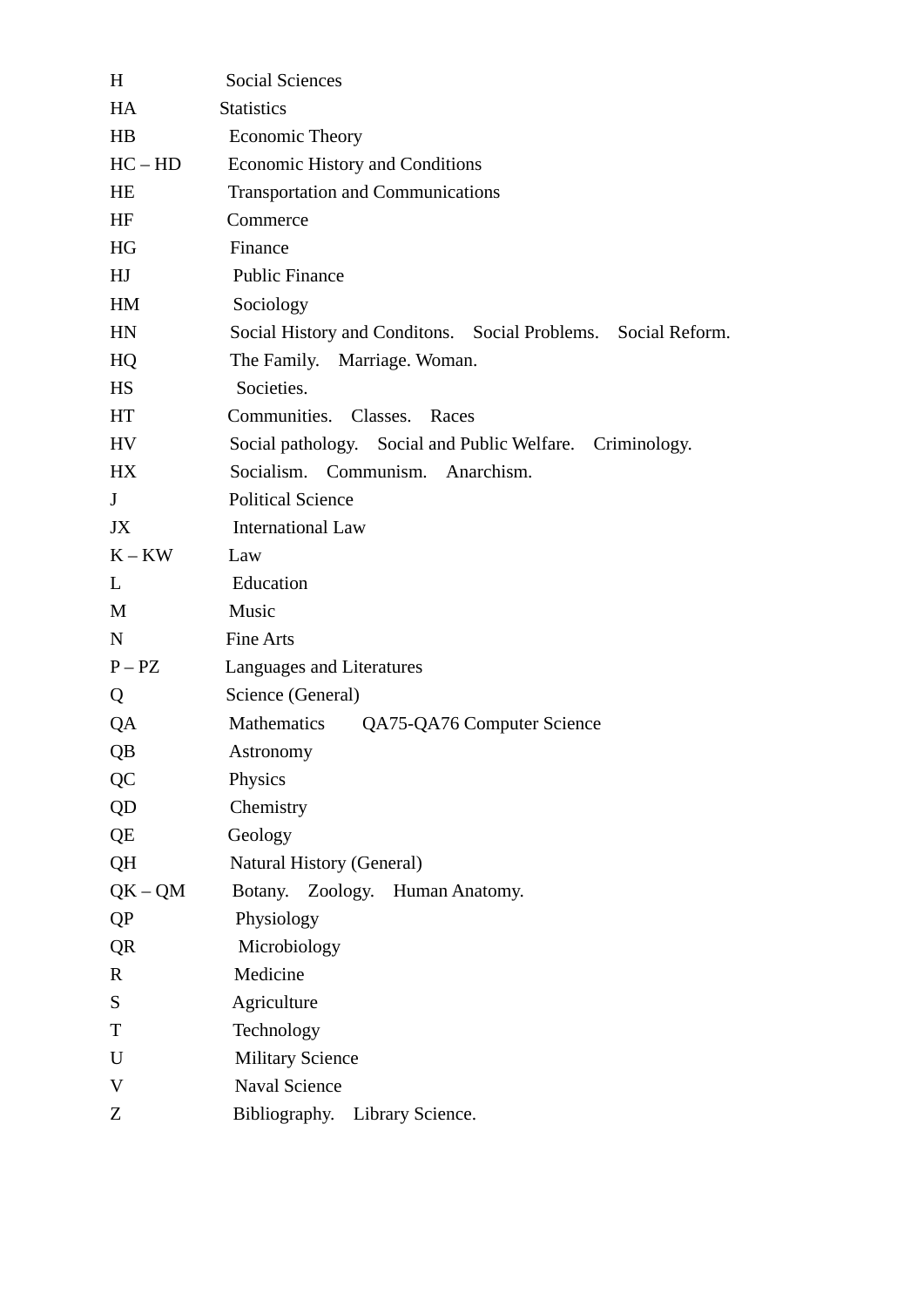| | |
|---|---|
| H | Social Sciences |
| HA | Statistics |
| HB | Economic Theory |
| HC – HD | Economic History and Conditions |
| HE | Transportation and Communications |
| HF | Commerce |
| HG | Finance |
| HJ | Public Finance |
| HM | Sociology |
| HN | Social History and Conditons. Social Problems. Social Reform. |
| HQ | The Family. Marriage. Woman. |
| HS | Societies. |
| HT | Communities. Classes. Races |
| HV | Social pathology. Social and Public Welfare. Criminology. |
| HX | Socialism. Communism. Anarchism. |
| J | Political Science |
| JX | International Law |
| K – KW | Law |
| L | Education |
| M | Music |
| N | Fine Arts |
| P – PZ | Languages and Literatures |
| Q | Science (General) |
| QA | Mathematics QA75-QA76 Computer Science |
| QB | Astronomy |
| QC | Physics |
| QD | Chemistry |
| QE | Geology |
| QH | Natural History (General) |
| QK – QM | Botany. Zoology. Human Anatomy. |
| QP | Physiology |
| QR | Microbiology |
| R | Medicine |
| S | Agriculture |
| T | Technology |
| U | Military Science |
| V | Naval Science |
| Z | Bibliography. Library Science. |